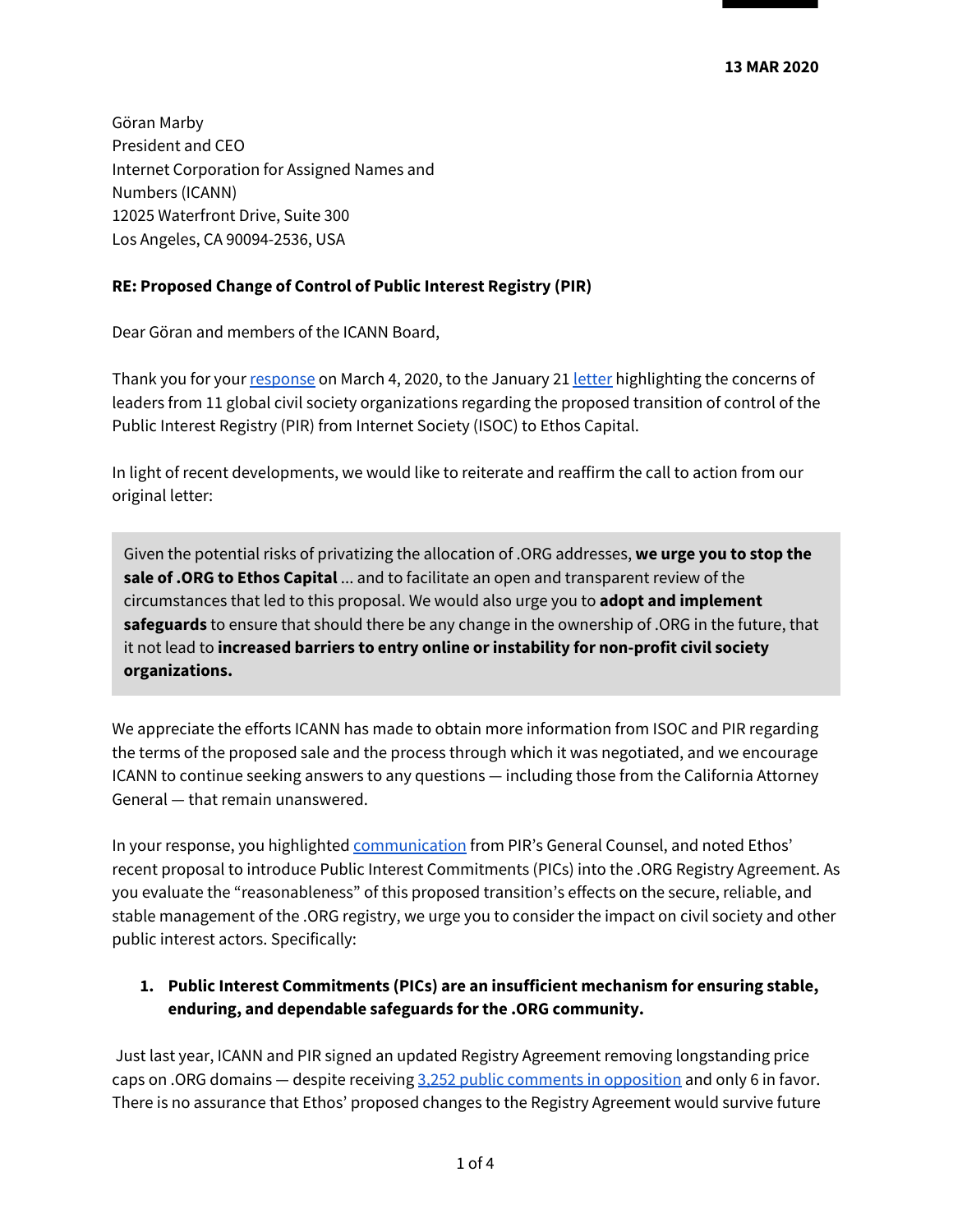**13 MAR 2020**

Göran Marby
President and CEO
Internet Corporation for Assigned Names and Numbers (ICANN)
12025 Waterfront Drive, Suite 300
Los Angeles, CA 90094-2536, USA

**RE: Proposed Change of Control of Public Interest Registry (PIR)**

Dear Göran and members of the ICANN Board,

Thank you for your response on March 4, 2020, to the January 21 letter highlighting the concerns of leaders from 11 global civil society organizations regarding the proposed transition of control of the Public Interest Registry (PIR) from Internet Society (ISOC) to Ethos Capital.

In light of recent developments, we would like to reiterate and reaffirm the call to action from our original letter:

> Given the potential risks of privatizing the allocation of .ORG addresses, **we urge you to stop the sale of .ORG to Ethos Capital** ... and to facilitate an open and transparent review of the circumstances that led to this proposal. We would also urge you to **adopt and implement safeguards** to ensure that should there be any change in the ownership of .ORG in the future, that it not lead to **increased barriers to entry online or instability for non-profit civil society organizations.**

We appreciate the efforts ICANN has made to obtain more information from ISOC and PIR regarding the terms of the proposed sale and the process through which it was negotiated, and we encourage ICANN to continue seeking answers to any questions — including those from the California Attorney General — that remain unanswered.

In your response, you highlighted communication from PIR's General Counsel, and noted Ethos' recent proposal to introduce Public Interest Commitments (PICs) into the .ORG Registry Agreement. As you evaluate the "reasonableness" of this proposed transition's effects on the secure, reliable, and stable management of the .ORG registry, we urge you to consider the impact on civil society and other public interest actors. Specifically:

1. **Public Interest Commitments (PICs) are an insufficient mechanism for ensuring stable, enduring, and dependable safeguards for the .ORG community.**

Just last year, ICANN and PIR signed an updated Registry Agreement removing longstanding price caps on .ORG domains — despite receiving 3,252 public comments in opposition and only 6 in favor. There is no assurance that Ethos' proposed changes to the Registry Agreement would survive future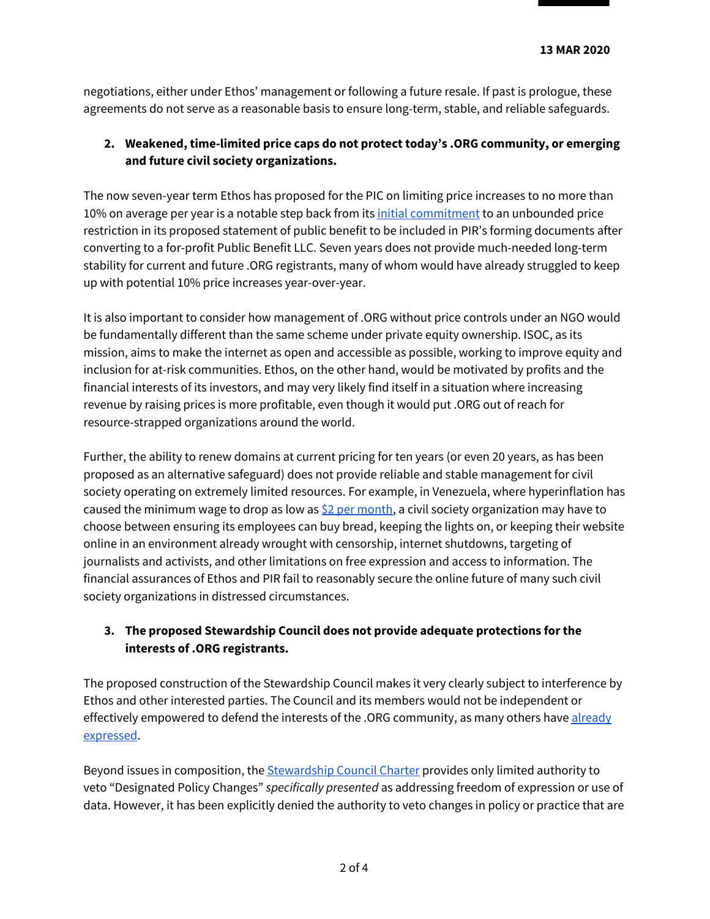negotiations, either under Ethos' management or following a future resale. If past is prologue, these agreements do not serve as a reasonable basis to ensure long-term, stable, and reliable safeguards.

2. **Weakened, time-limited price caps do not protect today's .ORG community, or emerging and future civil society organizations.**

The now seven-year term Ethos has proposed for the PIC on limiting price increases to no more than 10% on average per year is a notable step back from its initial commitment to an unbounded price restriction in its proposed statement of public benefit to be included in PIR's forming documents after converting to a for-profit Public Benefit LLC. Seven years does not provide much-needed long-term stability for current and future .ORG registrants, many of whom would have already struggled to keep up with potential 10% price increases year-over-year.

It is also important to consider how management of .ORG without price controls under an NGO would be fundamentally different than the same scheme under private equity ownership. ISOC, as its mission, aims to make the internet as open and accessible as possible, working to improve equity and inclusion for at-risk communities. Ethos, on the other hand, would be motivated by profits and the financial interests of its investors, and may very likely find itself in a situation where increasing revenue by raising prices is more profitable, even though it would put .ORG out of reach for resource-strapped organizations around the world.

Further, the ability to renew domains at current pricing for ten years (or even 20 years, as has been proposed as an alternative safeguard) does not provide reliable and stable management for civil society operating on extremely limited resources. For example, in Venezuela, where hyperinflation has caused the minimum wage to drop as low as $2 per month, a civil society organization may have to choose between ensuring its employees can buy bread, keeping the lights on, or keeping their website online in an environment already wrought with censorship, internet shutdowns, targeting of journalists and activists, and other limitations on free expression and access to information. The financial assurances of Ethos and PIR fail to reasonably secure the online future of many such civil society organizations in distressed circumstances.

3. **The proposed Stewardship Council does not provide adequate protections for the interests of .ORG registrants.**

The proposed construction of the Stewardship Council makes it very clearly subject to interference by Ethos and other interested parties. The Council and its members would not be independent or effectively empowered to defend the interests of the .ORG community, as many others have already expressed.

Beyond issues in composition, the Stewardship Council Charter provides only limited authority to veto "Designated Policy Changes" *specifically presented* as addressing freedom of expression or use of data. However, it has been explicitly denied the authority to veto changes in policy or practice that are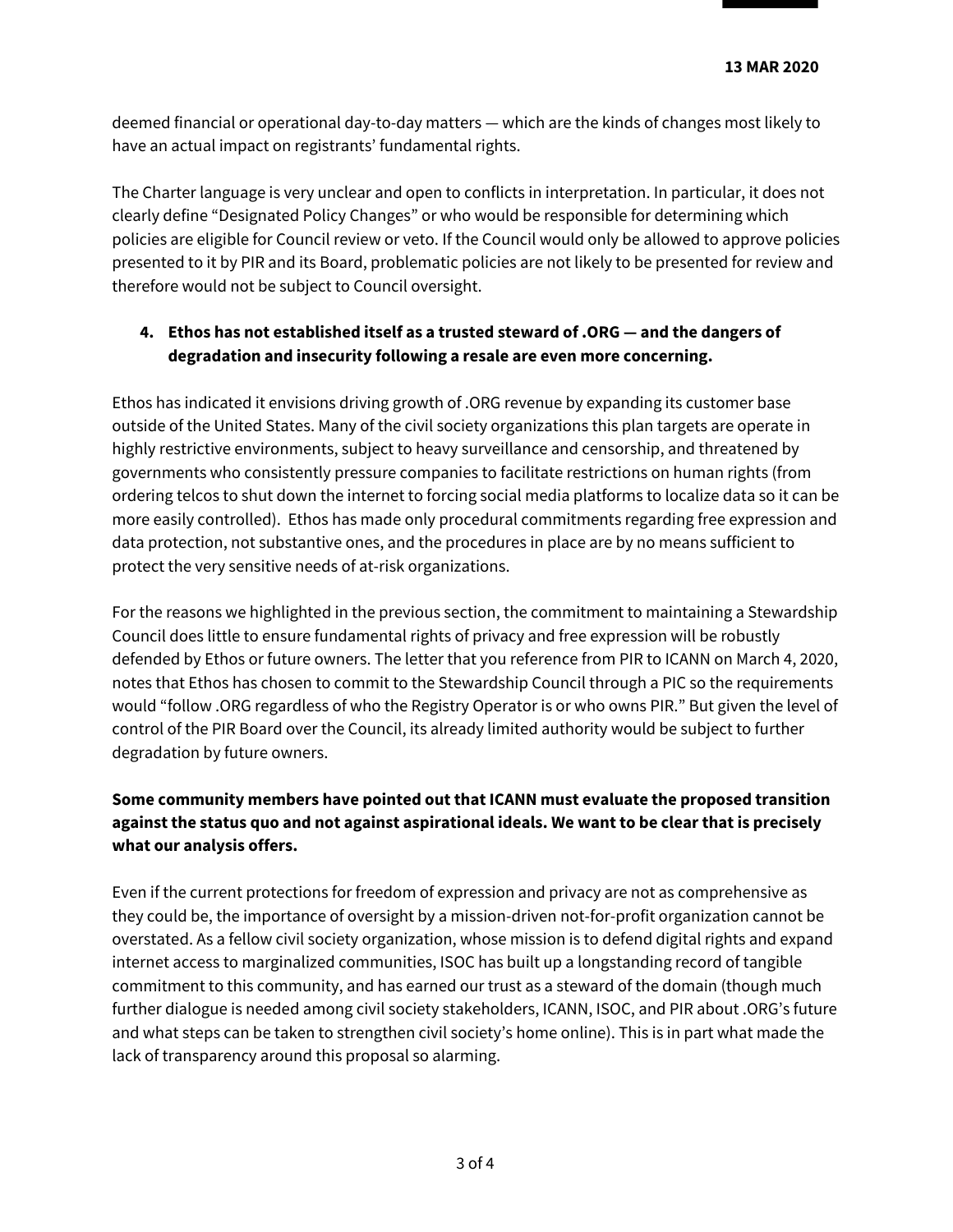deemed financial or operational day-to-day matters — which are the kinds of changes most likely to have an actual impact on registrants' fundamental rights.

The Charter language is very unclear and open to conflicts in interpretation. In particular, it does not clearly define "Designated Policy Changes" or who would be responsible for determining which policies are eligible for Council review or veto. If the Council would only be allowed to approve policies presented to it by PIR and its Board, problematic policies are not likely to be presented for review and therefore would not be subject to Council oversight.

4. **Ethos has not established itself as a trusted steward of .ORG — and the dangers of degradation and insecurity following a resale are even more concerning.**

Ethos has indicated it envisions driving growth of .ORG revenue by expanding its customer base outside of the United States. Many of the civil society organizations this plan targets are operate in highly restrictive environments, subject to heavy surveillance and censorship, and threatened by governments who consistently pressure companies to facilitate restrictions on human rights (from ordering telcos to shut down the internet to forcing social media platforms to localize data so it can be more easily controlled). Ethos has made only procedural commitments regarding free expression and data protection, not substantive ones, and the procedures in place are by no means sufficient to protect the very sensitive needs of at-risk organizations.

For the reasons we highlighted in the previous section, the commitment to maintaining a Stewardship Council does little to ensure fundamental rights of privacy and free expression will be robustly defended by Ethos or future owners. The letter that you reference from PIR to ICANN on March 4, 2020, notes that Ethos has chosen to commit to the Stewardship Council through a PIC so the requirements would "follow .ORG regardless of who the Registry Operator is or who owns PIR." But given the level of control of the PIR Board over the Council, its already limited authority would be subject to further degradation by future owners.

**Some community members have pointed out that ICANN must evaluate the proposed transition against the status quo and not against aspirational ideals. We want to be clear that is precisely what our analysis offers.**

Even if the current protections for freedom of expression and privacy are not as comprehensive as they could be, the importance of oversight by a mission-driven not-for-profit organization cannot be overstated. As a fellow civil society organization, whose mission is to defend digital rights and expand internet access to marginalized communities, ISOC has built up a longstanding record of tangible commitment to this community, and has earned our trust as a steward of the domain (though much further dialogue is needed among civil society stakeholders, ICANN, ISOC, and PIR about .ORG's future and what steps can be taken to strengthen civil society's home online). This is in part what made the lack of transparency around this proposal so alarming.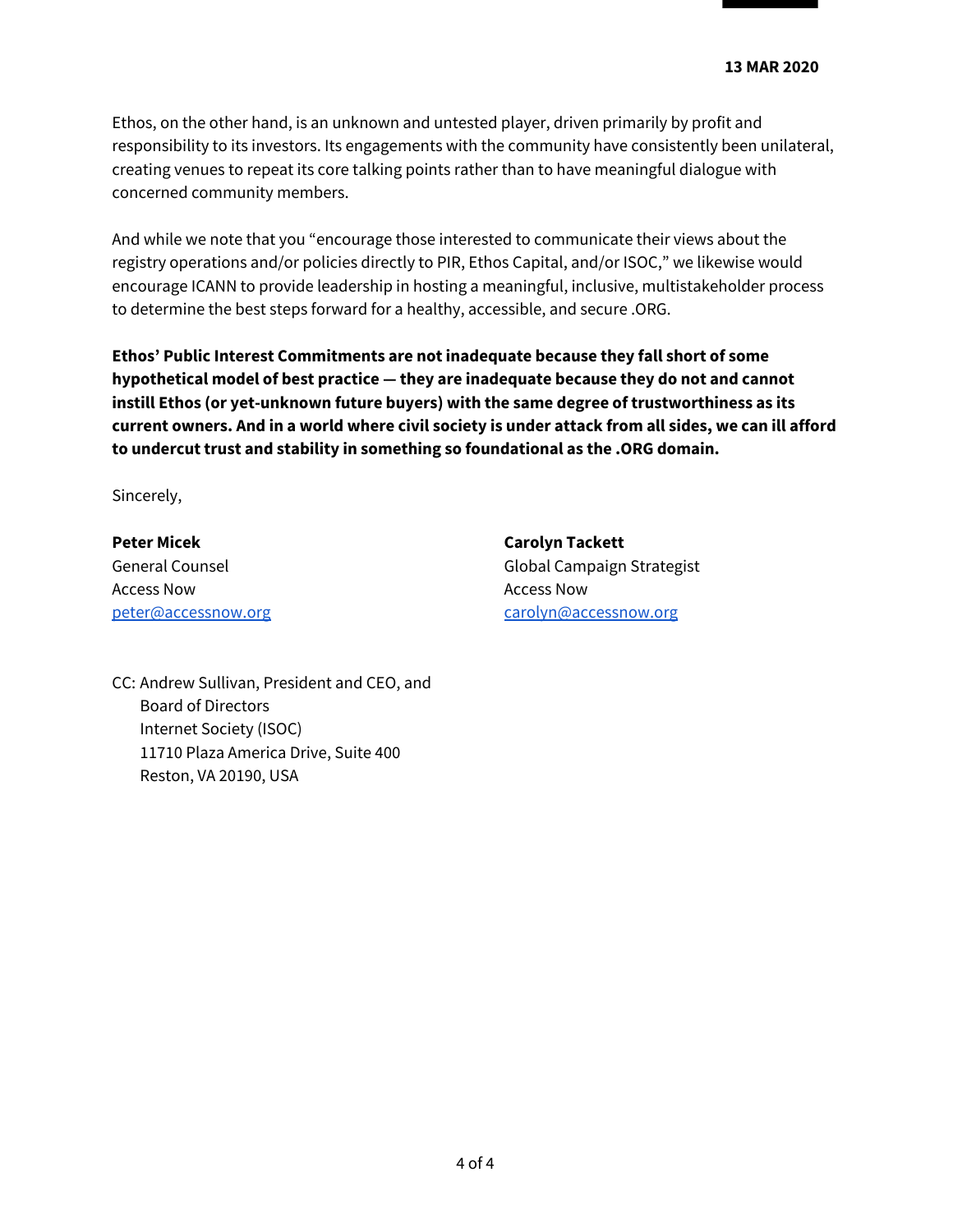13 MAR 2020

Ethos, on the other hand, is an unknown and untested player, driven primarily by profit and responsibility to its investors. Its engagements with the community have consistently been unilateral, creating venues to repeat its core talking points rather than to have meaningful dialogue with concerned community members.

And while we note that you "encourage those interested to communicate their views about the registry operations and/or policies directly to PIR, Ethos Capital, and/or ISOC," we likewise would encourage ICANN to provide leadership in hosting a meaningful, inclusive, multistakeholder process to determine the best steps forward for a healthy, accessible, and secure .ORG.

**Ethos' Public Interest Commitments are not inadequate because they fall short of some hypothetical model of best practice — they are inadequate because they do not and cannot instill Ethos (or yet-unknown future buyers) with the same degree of trustworthiness as its current owners. And in a world where civil society is under attack from all sides, we can ill afford to undercut trust and stability in something so foundational as the .ORG domain.**

Sincerely,

**Peter Micek**
General Counsel
Access Now
peter@accessnow.org

**Carolyn Tackett**
Global Campaign Strategist
Access Now
carolyn@accessnow.org

CC: Andrew Sullivan, President and CEO, and
Board of Directors
Internet Society (ISOC)
11710 Plaza America Drive, Suite 400
Reston, VA 20190, USA